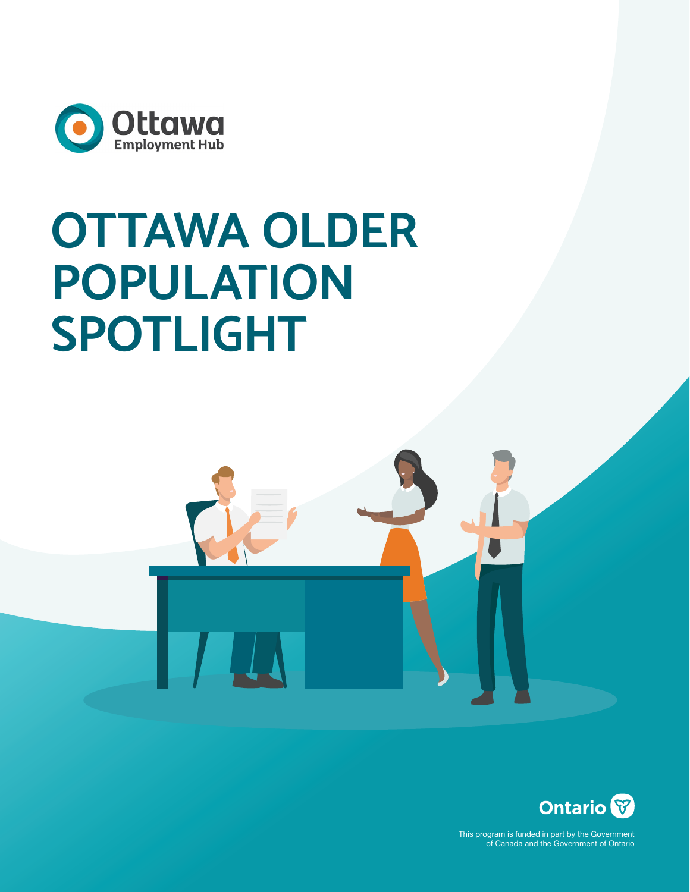Ottawa Employment Hub

# OTTAWA OLDER POPULATION SPOTLIGHT

Ontario

This program is funded in part by the Government of Canada and the Government of Ontario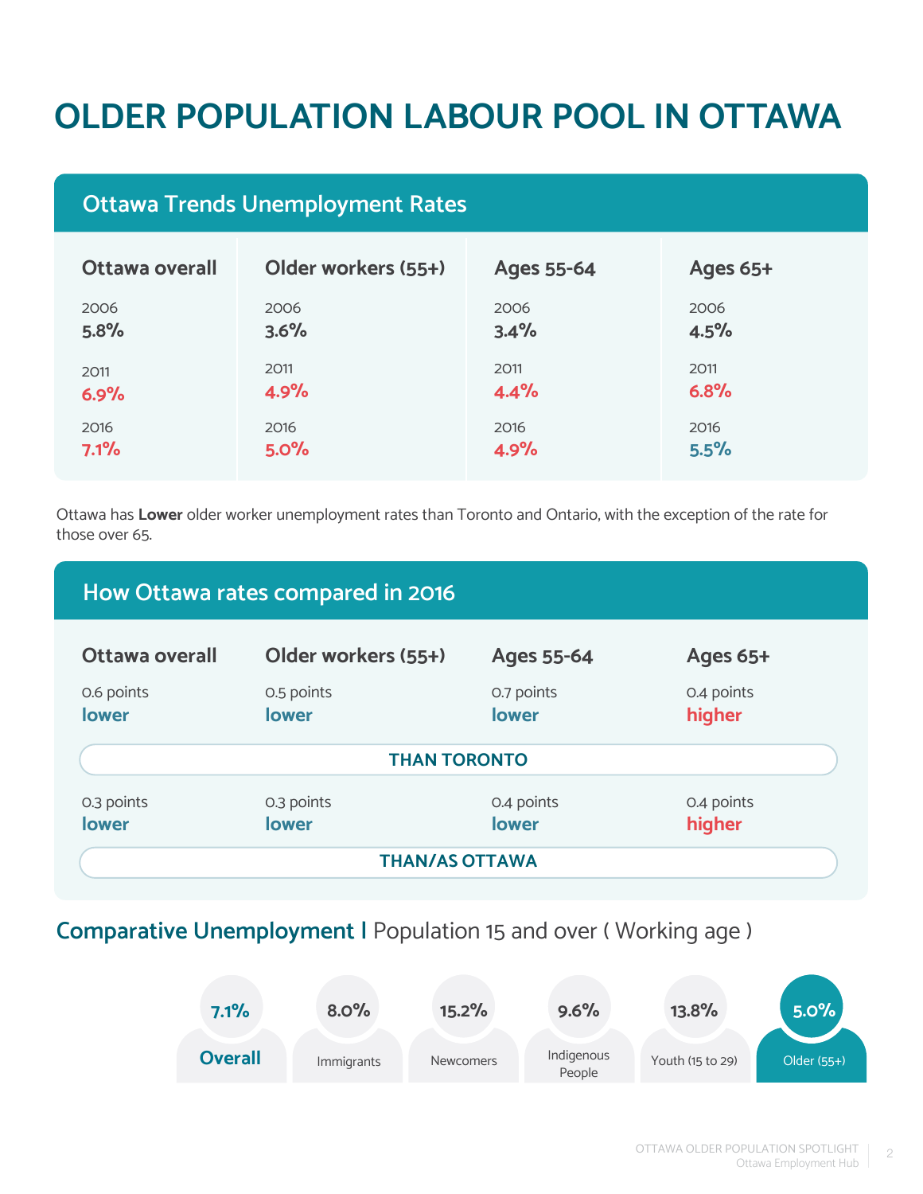# OLDER POPULATION LABOUR POOL IN OTTAWA

## Ottawa Trends Unemployment Rates

| | Ottawa overall | Older workers (55+) | Ages 55-64 | Ages 65+ |
|---|---|---|---|---|
| 2006 | **5.8%** | **3.6%** | **3.4%** | **4.5%** |
| 2011 | **6.9%** | **4.9%** | **4.4%** | **6.8%** |
| 2016 | **7.1%** | **5.0%** | **4.9%** | **5.5%** |

Ottawa has **Lower** older worker unemployment rates than Toronto and Ontario, with the exception of the rate for those over 65.

## How Ottawa rates compared in 2016

| | Ottawa overall | Older workers (55+) | Ages 55-64 | Ages 65+ |
|---|---|---|---|---|
| **THAN TORONTO** | 0.6 points **lower** | 0.5 points **lower** | 0.7 points **lower** | 0.4 points **higher** |
| **THAN/AS OTTAWA** | 0.3 points **lower** | 0.3 points **lower** | 0.4 points **lower** | 0.4 points **higher** |

## Comparative Unemployment | Population 15 and over ( Working age )

| Overall | Immigrants | Newcomers | Indigenous People | Youth (15 to 29) | Older (55+) |
|---|---|---|---|---|---|
| 7.1% | 8.0% | 15.2% | 9.6% | 13.8% | 5.0% |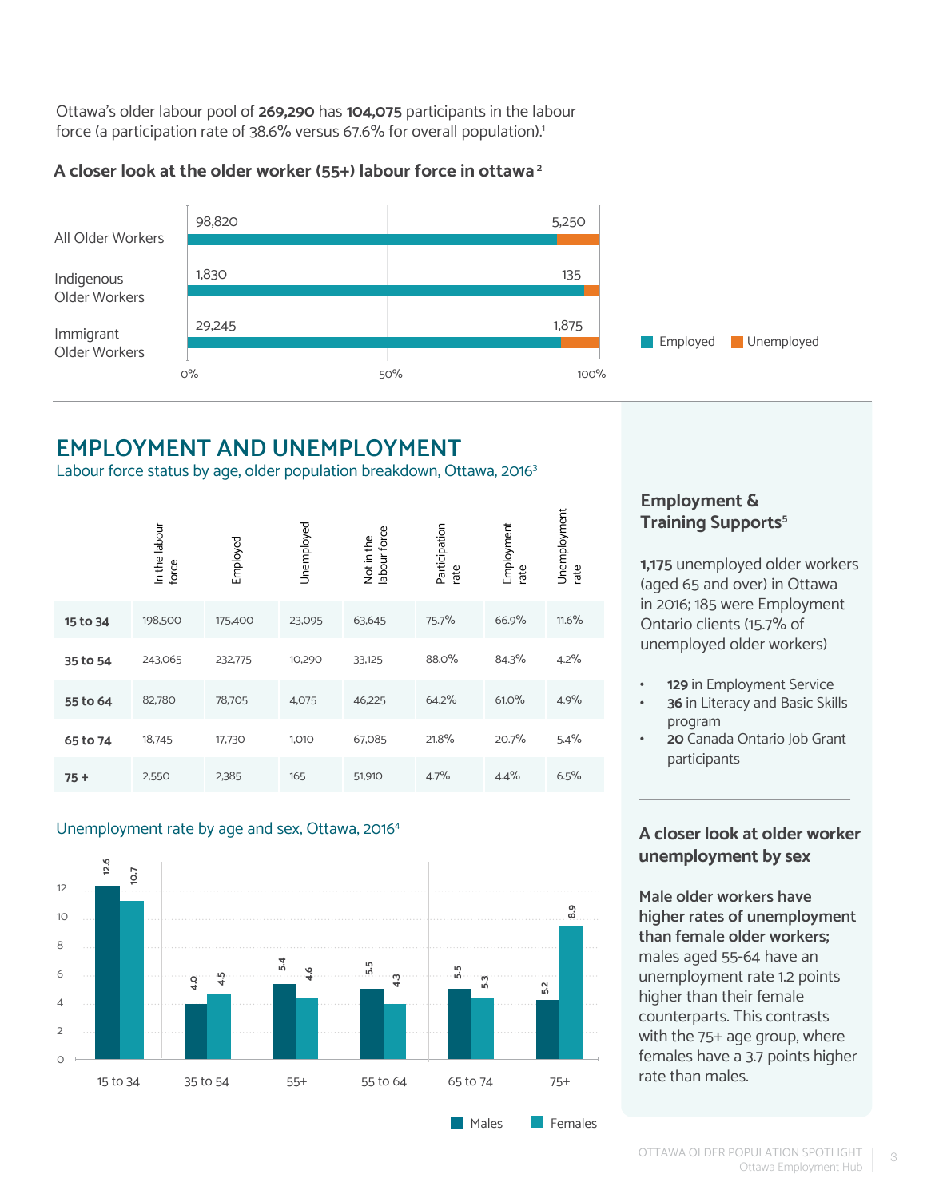Ottawa's older labour pool of **269,290** has **104,075** participants in the labour force (a participation rate of 38.6% versus 67.6% for overall population).[1]

### A closer look at the older worker (55+) labour force in ottawa[2]

| | Employed | Unemployed |
|---|---|---|
| All Older Workers | 98,820 | 5,250 |
| Indigenous Older Workers | 1,830 | 135 |
| Immigrant Older Workers | 29,245 | 1,875 |

## EMPLOYMENT AND UNEMPLOYMENT

Labour force status by age, older population breakdown, Ottawa, 2016[3]

| | In the labour force | Employed | Unemployed | Not in the labour force | Participation rate | Employment rate | Unemployment rate |
|---|---|---|---|---|---|---|---|
| **15 to 34** | 198,500 | 175,400 | 23,095 | 63,645 | 75.7% | 66.9% | 11.6% |
| **35 to 54** | 243,065 | 232,775 | 10,290 | 33,125 | 88.0% | 84.3% | 4.2% |
| **55 to 64** | 82,780 | 78,705 | 4,075 | 46,225 | 64.2% | 61.0% | 4.9% |
| **65 to 74** | 18,745 | 17,730 | 1,010 | 67,085 | 21.8% | 20.7% | 5.4% |
| **75 +** | 2,550 | 2,385 | 165 | 51,910 | 4.7% | 4.4% | 6.5% |

Unemployment rate by age and sex, Ottawa, 2016[4]

| | Males | Females |
|---|---|---|
| 15 to 34 | 12.6 | 10.7 |
| 35 to 54 | 4.0 | 4.5 |
| 55+ | 5.4 | 4.6 |
| 55 to 64 | 5.5 | 4.3 |
| 65 to 74 | 5.5 | 5.3 |
| 75+ | 5.2 | 8.9 |

### Employment & Training Supports[5]

**1,175** unemployed older workers (aged 65 and over) in Ottawa in 2016; 185 were Employment Ontario clients (15.7% of unemployed older workers)

- **129** in Employment Service
- **36** in Literacy and Basic Skills program
- **20** Canada Ontario Job Grant participants

### A closer look at older worker unemployment by sex

**Male older workers have higher rates of unemployment than female older workers;** males aged 55-64 have an unemployment rate 1.2 points higher than their female counterparts. This contrasts with the 75+ age group, where females have a 3.7 points higher rate than males.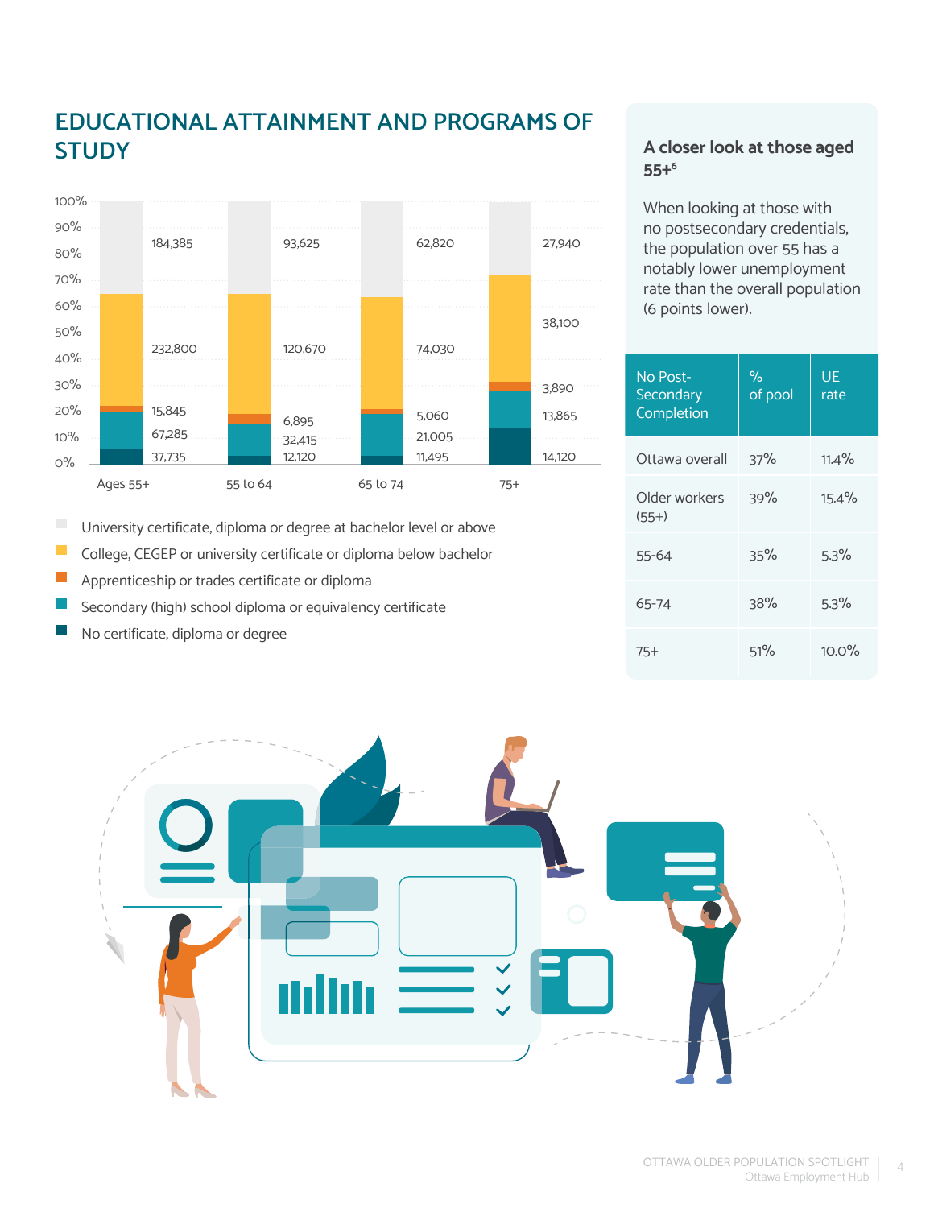## EDUCATIONAL ATTAINMENT AND PROGRAMS OF STUDY

| | Ages 55+ | 55 to 64 | 65 to 74 | 75+ |
|---|---|---|---|---|
| University certificate, diploma or degree at bachelor level or above | 184,385 | 93,625 | 62,820 | 27,940 |
| College, CEGEP or university certificate or diploma below bachelor | 232,800 | 120,670 | 74,030 | 38,100 |
| Apprenticeship or trades certificate or diploma | 15,845 | 6,895 | 5,060 | 3,890 |
| Secondary (high) school diploma or equivalency certificate | 67,285 | 32,415 | 21,005 | 13,865 |
| No certificate, diploma or degree | 37,735 | 12,120 | 11,495 | 14,120 |

### A closer look at those aged 55+[6]

When looking at those with no postsecondary credentials, the population over 55 has a notably lower unemployment rate than the overall population (6 points lower).

| No Post-Secondary Completion | % of pool | UE rate |
|---|---|---|
| Ottawa overall | 37% | 11.4% |
| Older workers (55+) | 39% | 15.4% |
| 55-64 | 35% | 5.3% |
| 65-74 | 38% | 5.3% |
| 75+ | 51% | 10.0% |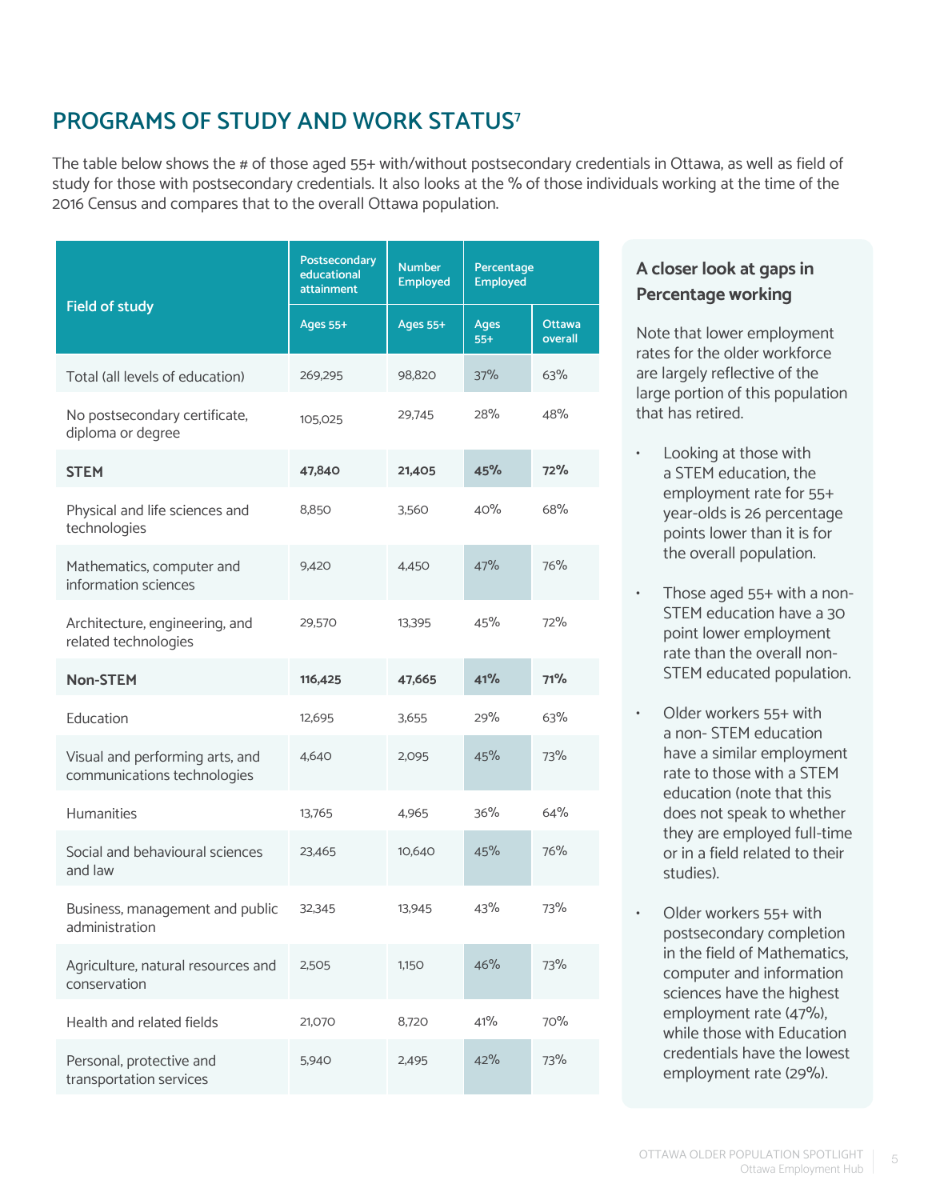## PROGRAMS OF STUDY AND WORK STATUS[7]

The table below shows the # of those aged 55+ with/without postsecondary credentials in Ottawa, as well as field of study for those with postsecondary credentials. It also looks at the % of those individuals working at the time of the 2016 Census and compares that to the overall Ottawa population.

| Field of study | Postsecondary educational attainment | Number Employed | Percentage Employed | |
|---|---|---|---|---|
| | Ages 55+ | Ages 55+ | Ages 55+ | Ottawa overall |
| Total (all levels of education) | 269,295 | 98,820 | 37% | 63% |
| No postsecondary certificate, diploma or degree | 105,025 | 29,745 | 28% | 48% |
| **STEM** | **47,840** | **21,405** | **45%** | **72%** |
| Physical and life sciences and technologies | 8,850 | 3,560 | 40% | 68% |
| Mathematics, computer and information sciences | 9,420 | 4,450 | 47% | 76% |
| Architecture, engineering, and related technologies | 29,570 | 13,395 | 45% | 72% |
| **Non-STEM** | **116,425** | **47,665** | **41%** | **71%** |
| Education | 12,695 | 3,655 | 29% | 63% |
| Visual and performing arts, and communications technologies | 4,640 | 2,095 | 45% | 73% |
| Humanities | 13,765 | 4,965 | 36% | 64% |
| Social and behavioural sciences and law | 23,465 | 10,640 | 45% | 76% |
| Business, management and public administration | 32,345 | 13,945 | 43% | 73% |
| Agriculture, natural resources and conservation | 2,505 | 1,150 | 46% | 73% |
| Health and related fields | 21,070 | 8,720 | 41% | 70% |
| Personal, protective and transportation services | 5,940 | 2,495 | 42% | 73% |

### A closer look at gaps in Percentage working

Note that lower employment rates for the older workforce are largely reflective of the large portion of this population that has retired.

- Looking at those with a STEM education, the employment rate for 55+ year-olds is 26 percentage points lower than it is for the overall population.
- Those aged 55+ with a non-STEM education have a 30 point lower employment rate than the overall non-STEM educated population.
- Older workers 55+ with a non- STEM education have a similar employment rate to those with a STEM education (note that this does not speak to whether they are employed full-time or in a field related to their studies).
- Older workers 55+ with postsecondary completion in the field of Mathematics, computer and information sciences have the highest employment rate (47%), while those with Education credentials have the lowest employment rate (29%).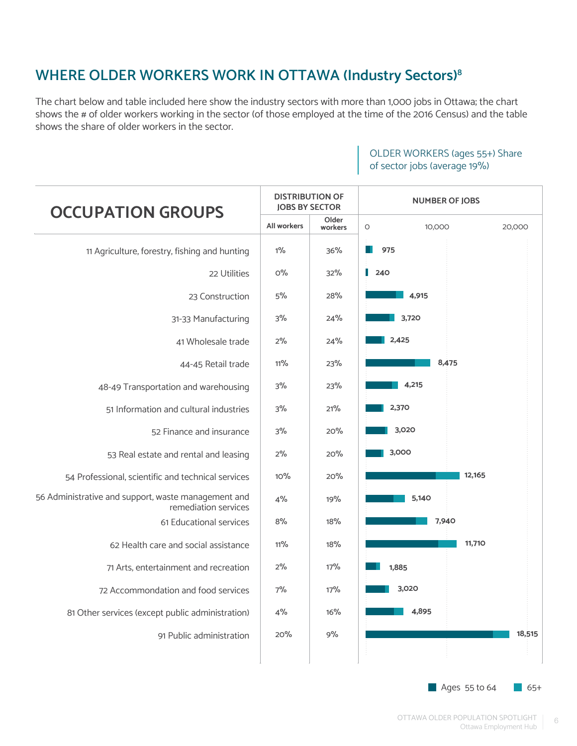## WHERE OLDER WORKERS WORK IN OTTAWA (Industry Sectors)[8]

The chart below and table included here show the industry sectors with more than 1,000 jobs in Ottawa; the chart shows the # of older workers working in the sector (of those employed at the time of the 2016 Census) and the table shows the share of older workers in the sector.

OLDER WORKERS (ages 55+) Share of sector jobs (average 19%)

| OCCUPATION GROUPS | DISTRIBUTION OF JOBS BY SECTOR | | NUMBER OF JOBS |
|---|---|---|---|
| | All workers | Older workers | |
| 11 Agriculture, forestry, fishing and hunting | 1% | 36% | 975 |
| 22 Utilities | 0% | 32% | 240 |
| 23 Construction | 5% | 28% | 4,915 |
| 31-33 Manufacturing | 3% | 24% | 3,720 |
| 41 Wholesale trade | 2% | 24% | 2,425 |
| 44-45 Retail trade | 11% | 23% | 8,475 |
| 48-49 Transportation and warehousing | 3% | 23% | 4,215 |
| 51 Information and cultural industries | 3% | 21% | 2,370 |
| 52 Finance and insurance | 3% | 20% | 3,020 |
| 53 Real estate and rental and leasing | 2% | 20% | 3,000 |
| 54 Professional, scientific and technical services | 10% | 20% | 12,165 |
| 56 Administrative and support, waste management and remediation services | 4% | 19% | 5,140 |
| 61 Educational services | 8% | 18% | 7,940 |
| 62 Health care and social assistance | 11% | 18% | 11,710 |
| 71 Arts, entertainment and recreation | 2% | 17% | 1,885 |
| 72 Accommondation and food services | 7% | 17% | 3,020 |
| 81 Other services (except public administration) | 4% | 16% | 4,895 |
| 91 Public administration | 20% | 9% | 18,515 |

Ages 55 to 64 | 65+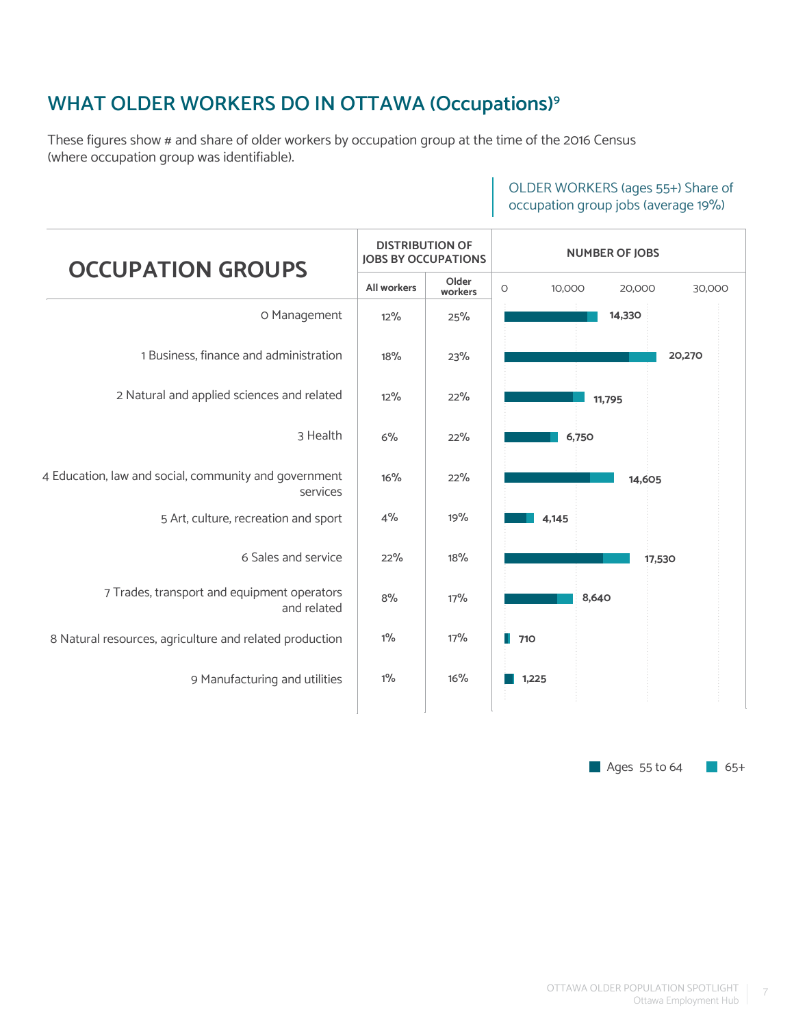## WHAT OLDER WORKERS DO IN OTTAWA (Occupations)[9]

These figures show # and share of older workers by occupation group at the time of the 2016 Census (where occupation group was identifiable).

OLDER WORKERS (ages 55+) Share of occupation group jobs (average 19%)

| OCCUPATION GROUPS | Distribution of jobs by occupations: All workers | Distribution of jobs by occupations: Older workers | Number of jobs (older workers: Ages 55 to 64 and 65+) |
|---|---|---|---|
| 0 Management | 12% | 25% | 14,330 |
| 1 Business, finance and administration | 18% | 23% | 20,270 |
| 2 Natural and applied sciences and related | 12% | 22% | 11,795 |
| 3 Health | 6% | 22% | 6,750 |
| 4 Education, law and social, community and government services | 16% | 22% | 14,605 |
| 5 Art, culture, recreation and sport | 4% | 19% | 4,145 |
| 6 Sales and service | 22% | 18% | 17,530 |
| 7 Trades, transport and equipment operators and related | 8% | 17% | 8,640 |
| 8 Natural resources, agriculture and related production | 1% | 17% | 710 |
| 9 Manufacturing and utilities | 1% | 16% | 1,225 |

Legend: Ages 55 to 64; 65+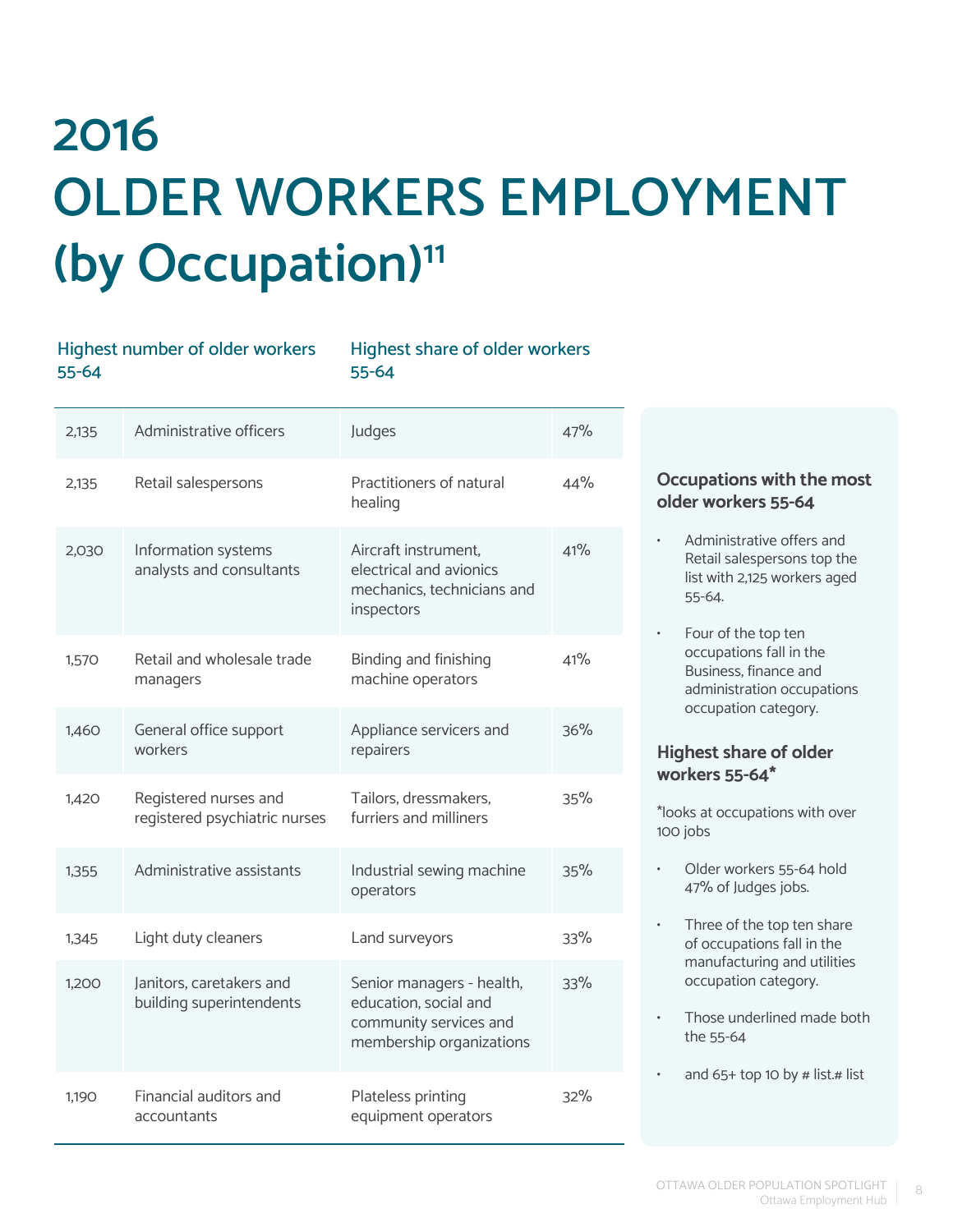# 2016 OLDER WORKERS EMPLOYMENT (by Occupation)[11]

| Highest number of older workers 55-64 | | Highest share of older workers 55-64 | |
|---|---|---|---|
| 2,135 | Administrative officers | Judges | 47% |
| 2,135 | Retail salespersons | Practitioners of natural healing | 44% |
| 2,030 | Information systems analysts and consultants | Aircraft instrument, electrical and avionics mechanics, technicians and inspectors | 41% |
| 1,570 | Retail and wholesale trade managers | Binding and finishing machine operators | 41% |
| 1,460 | General office support workers | Appliance servicers and repairers | 36% |
| 1,420 | Registered nurses and registered psychiatric nurses | Tailors, dressmakers, furriers and milliners | 35% |
| 1,355 | Administrative assistants | Industrial sewing machine operators | 35% |
| 1,345 | Light duty cleaners | Land surveyors | 33% |
| 1,200 | Janitors, caretakers and building superintendents | Senior managers - health, education, social and community services and membership organizations | 33% |
| 1,190 | Financial auditors and accountants | Plateless printing equipment operators | 32% |

### Occupations with the most older workers 55-64

- Administrative offers and Retail salespersons top the list with 2,125 workers aged 55-64.
- Four of the top ten occupations fall in the Business, finance and administration occupations occupation category.

### Highest share of older workers 55-64*

*looks at occupations with over 100 jobs

- Older workers 55-64 hold 47% of Judges jobs.
- Three of the top ten share of occupations fall in the manufacturing and utilities occupation category.
- Those underlined made both the 55-64
- and 65+ top 10 by # list.# list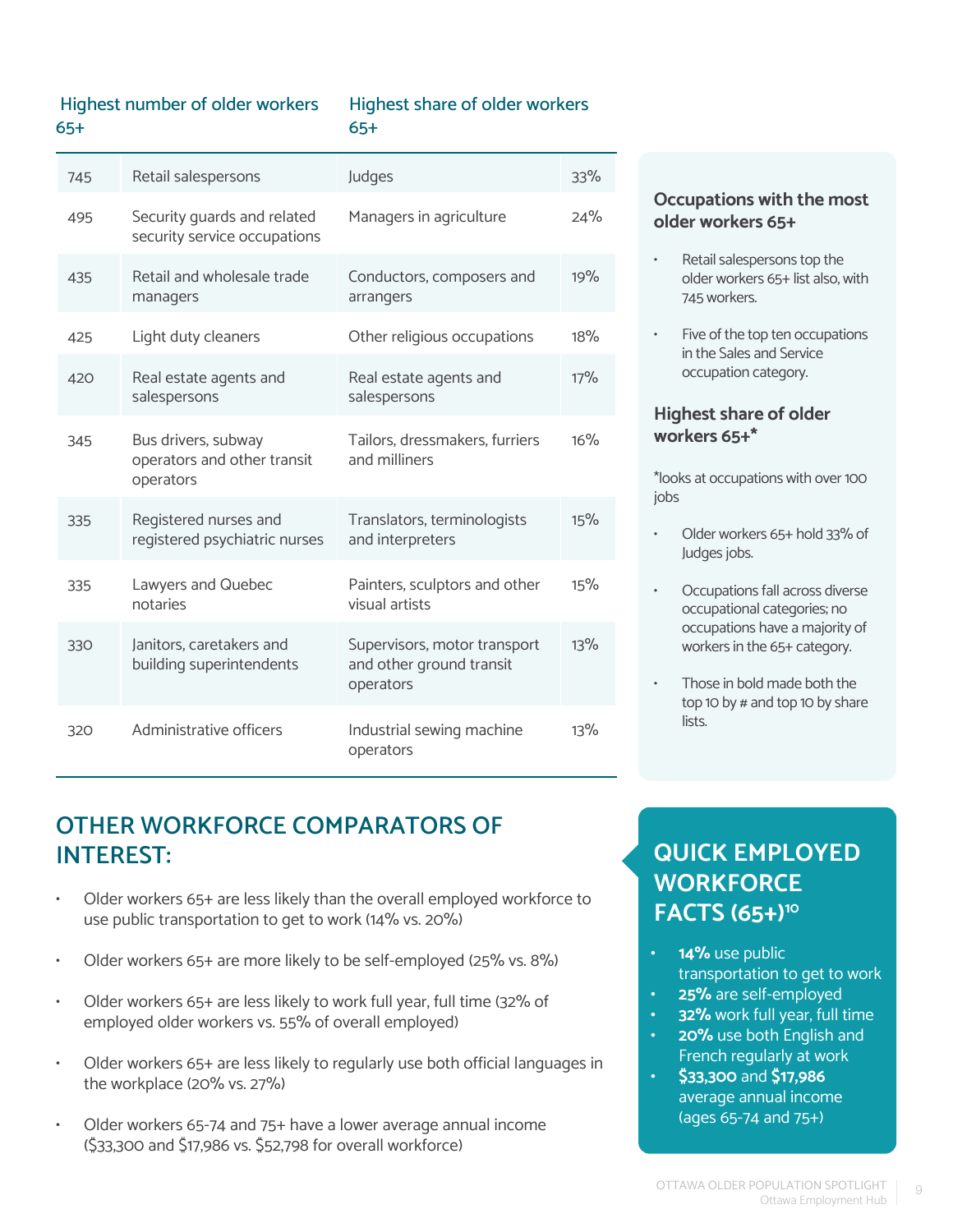| Highest number of older workers 65+ | | Highest share of older workers 65+ | |
|---|---|---|---|
| 745 | Retail salespersons | Judges | 33% |
| 495 | Security guards and related security service occupations | Managers in agriculture | 24% |
| 435 | Retail and wholesale trade managers | Conductors, composers and arrangers | 19% |
| 425 | Light duty cleaners | Other religious occupations | 18% |
| 420 | Real estate agents and salespersons | Real estate agents and salespersons | 17% |
| 345 | Bus drivers, subway operators and other transit operators | Tailors, dressmakers, furriers and milliners | 16% |
| 335 | Registered nurses and registered psychiatric nurses | Translators, terminologists and interpreters | 15% |
| 335 | Lawyers and Quebec notaries | Painters, sculptors and other visual artists | 15% |
| 330 | Janitors, caretakers and building superintendents | Supervisors, motor transport and other ground transit operators | 13% |
| 320 | Administrative officers | Industrial sewing machine operators | 13% |

### Occupations with the most older workers 65+

- Retail salespersons top the older workers 65+ list also, with 745 workers.
- Five of the top ten occupations in the Sales and Service occupation category.

### Highest share of older workers 65+*

*looks at occupations with over 100 jobs

- Older workers 65+ hold 33% of Judges jobs.
- Occupations fall across diverse occupational categories; no occupations have a majority of workers in the 65+ category.
- Those in bold made both the top 10 by # and top 10 by share lists.

## OTHER WORKFORCE COMPARATORS OF INTEREST:

- Older workers 65+ are less likely than the overall employed workforce to use public transportation to get to work (14% vs. 20%)
- Older workers 65+ are more likely to be self-employed (25% vs. 8%)
- Older workers 65+ are less likely to work full year, full time (32% of employed older workers vs. 55% of overall employed)
- Older workers 65+ are less likely to regularly use both official languages in the workplace (20% vs. 27%)
- Older workers 65-74 and 75+ have a lower average annual income ($33,300 and $17,986 vs. $52,798 for overall workforce)

## QUICK EMPLOYED WORKFORCE FACTS (65+)[10]

- **14%** use public transportation to get to work
- **25%** are self-employed
- **32%** work full year, full time
- **20%** use both English and French regularly at work
- **$33,300** and **$17,986** average annual income (ages 65-74 and 75+)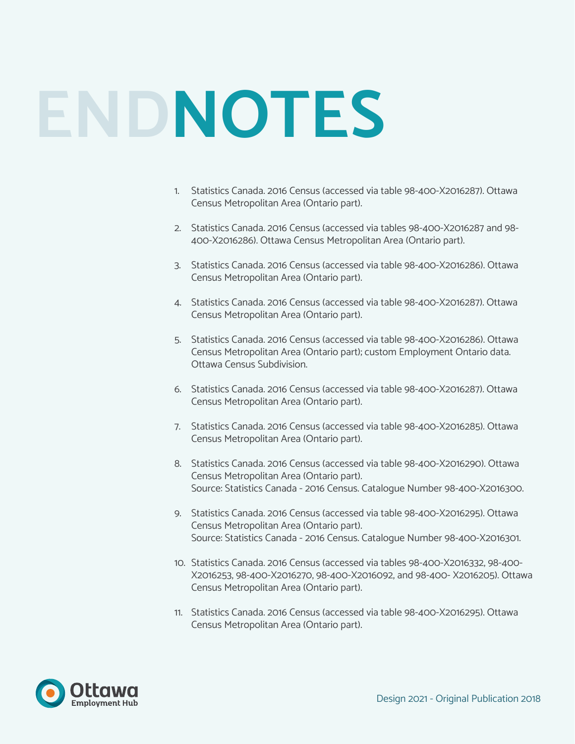# ENDNOTES

1. Statistics Canada. 2016 Census (accessed via table 98-400-X2016287). Ottawa Census Metropolitan Area (Ontario part).

2. Statistics Canada. 2016 Census (accessed via tables 98-400-X2016287 and 98-400-X2016286). Ottawa Census Metropolitan Area (Ontario part).

3. Statistics Canada. 2016 Census (accessed via table 98-400-X2016286). Ottawa Census Metropolitan Area (Ontario part).

4. Statistics Canada. 2016 Census (accessed via table 98-400-X2016287). Ottawa Census Metropolitan Area (Ontario part).

5. Statistics Canada. 2016 Census (accessed via table 98-400-X2016286). Ottawa Census Metropolitan Area (Ontario part); custom Employment Ontario data. Ottawa Census Subdivision.

6. Statistics Canada. 2016 Census (accessed via table 98-400-X2016287). Ottawa Census Metropolitan Area (Ontario part).

7. Statistics Canada. 2016 Census (accessed via table 98-400-X2016285). Ottawa Census Metropolitan Area (Ontario part).

8. Statistics Canada. 2016 Census (accessed via table 98-400-X2016290). Ottawa Census Metropolitan Area (Ontario part).
   Source: Statistics Canada - 2016 Census. Catalogue Number 98-400-X2016300.

9. Statistics Canada. 2016 Census (accessed via table 98-400-X2016295). Ottawa Census Metropolitan Area (Ontario part).
   Source: Statistics Canada - 2016 Census. Catalogue Number 98-400-X2016301.

10. Statistics Canada. 2016 Census (accessed via tables 98-400-X2016332, 98-400-X2016253, 98-400-X2016270, 98-400-X2016092, and 98-400- X2016205). Ottawa Census Metropolitan Area (Ontario part).

11. Statistics Canada. 2016 Census (accessed via table 98-400-X2016295). Ottawa Census Metropolitan Area (Ontario part).

Ottawa Employment Hub

Design 2021 - Original Publication 2018